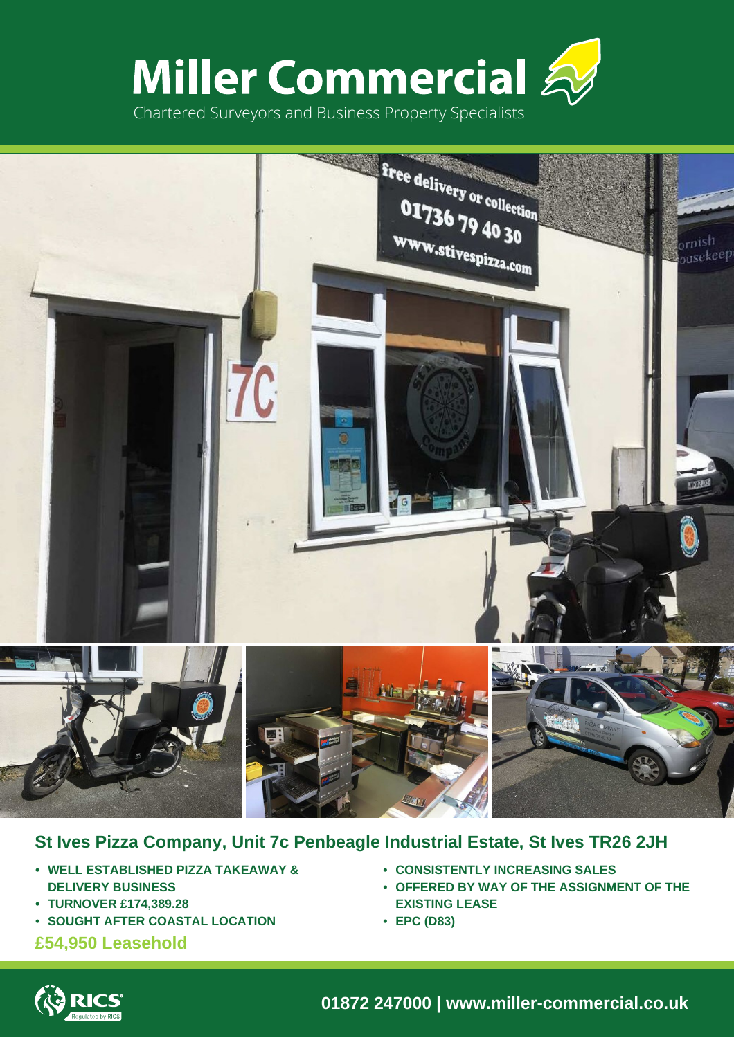# Miller Commercial

Chartered Surveyors and Business Property Specialists

## St Ives Pizza Company, Unit 7c Penbeagle Industrial Estate, St Ives TR26 2JH

- WELL ESTABLISHED PIZZA TAKEAWAY & DELIVERY BUSINESS
- TURNOVER £174,389.28
- SOUGHT AFTER COASTAL LOCATION
- CONSISTENTLY INCREASING SALES
- OFFERED BY WAY OF THE ASSIGNMENT OF THE EXISTING LEASE
- EPC (D83)

**£54,950 Leasehold**

RICS Regulated by RICS

01872 247000 | www.miller-commercial.co.uk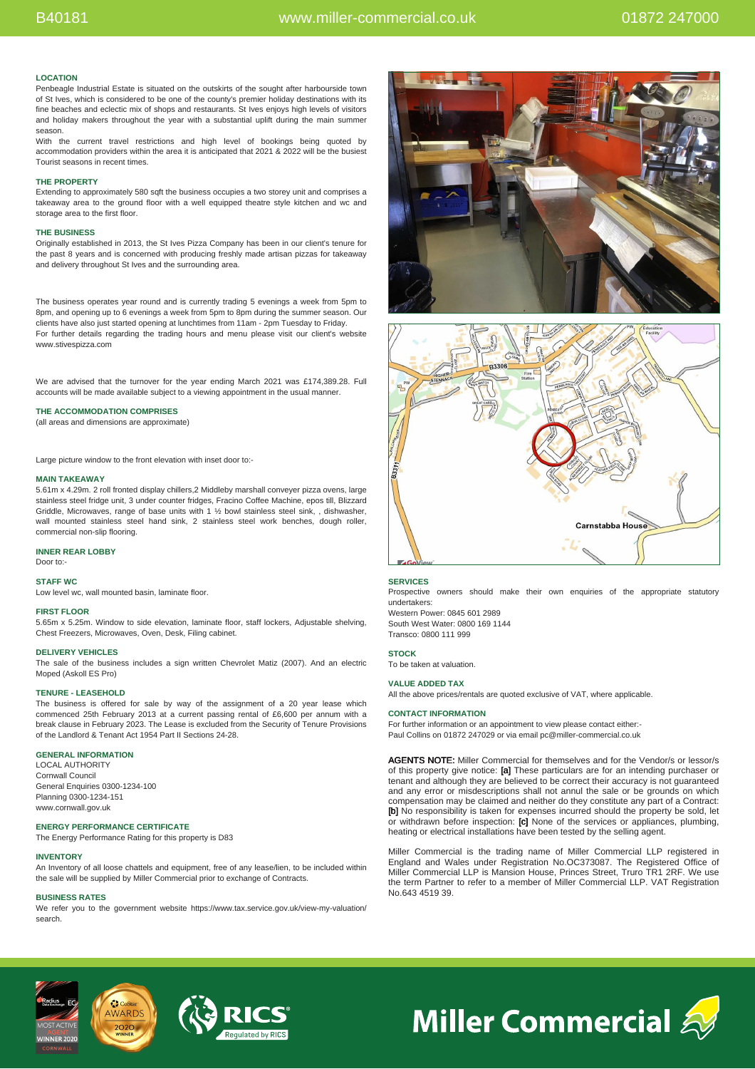### LOCATION

Penbeagle Industrial Estate is situated on the outskirts of the sought after harbourside town of St Ives, which is considered to be one of the county's premier holiday destinations with its fine beaches and eclectic mix of shops and restaurants. St Ives enjoys high levels of visitors and holiday makers throughout the year with a substantial uplift during the main summer season.

With the current travel restrictions and high level of bookings being quoted by accommodation providers within the area it is anticipated that 2021 & 2022 will be the busiest Tourist seasons in recent times.

### THE PROPERTY

Extending to approximately 580 sqft the business occupies a two storey unit and comprises a takeaway area to the ground floor with a well equipped theatre style kitchen and wc and storage area to the first floor.

### THE BUSINESS

Originally established in 2013, the St Ives Pizza Company has been in our client's tenure for the past 8 years and is concerned with producing freshly made artisan pizzas for takeaway and delivery throughout St Ives and the surrounding area.

The business operates year round and is currently trading 5 evenings a week from 5pm to 8pm, and opening up to 6 evenings a week from 5pm to 8pm during the summer season. Our clients have also just started opening at lunchtimes from 11am - 2pm Tuesday to Friday.
For further details regarding the trading hours and menu please visit our client's website www.stivespizza.com

We are advised that the turnover for the year ending March 2021 was £174,389.28. Full accounts will be made available subject to a viewing appointment in the usual manner.

### THE ACCOMMODATION COMPRISES

(all areas and dimensions are approximate)

Large picture window to the front elevation with inset door to:-

### MAIN TAKEAWAY

5.61m x 4.29m. 2 roll fronted display chillers,2 Middleby marshall conveyer pizza ovens, large stainless steel fridge unit, 3 under counter fridges, Fracino Coffee Machine, epos till, Blizzard Griddle, Microwaves, range of base units with 1 ½ bowl stainless steel sink, , dishwasher, wall mounted stainless steel hand sink, 2 stainless steel work benches, dough roller, commercial non-slip flooring.

### INNER REAR LOBBY

Door to:-

### STAFF WC

Low level wc, wall mounted basin, laminate floor.

### FIRST FLOOR

5.65m x 5.25m. Window to side elevation, laminate floor, staff lockers, Adjustable shelving, Chest Freezers, Microwaves, Oven, Desk, Filing cabinet.

### DELIVERY VEHICLES

The sale of the business includes a sign written Chevrolet Matiz (2007). And an electric Moped (Askoll ES Pro)

### TENURE - LEASEHOLD

The business is offered for sale by way of the assignment of a 20 year lease which commenced 25th February 2013 at a current passing rental of £6,600 per annum with a break clause in February 2023. The Lease is excluded from the Security of Tenure Provisions of the Landlord & Tenant Act 1954 Part II Sections 24-28.

### GENERAL INFORMATION

LOCAL AUTHORITY
Cornwall Council
General Enquiries 0300-1234-100
Planning 0300-1234-151
www.cornwall.gov.uk

### ENERGY PERFORMANCE CERTIFICATE

The Energy Performance Rating for this property is D83

### INVENTORY

An Inventory of all loose chattels and equipment, free of any lease/lien, to be included within the sale will be supplied by Miller Commercial prior to exchange of Contracts.

### BUSINESS RATES

We refer you to the government website https://www.tax.service.gov.uk/view-my-valuation/search.

B3306
B3311
Carnstabba House

### SERVICES

Prospective owners should make their own enquiries of the appropriate statutory undertakers:
Western Power: 0845 601 2989
South West Water: 0800 169 1144
Transco: 0800 111 999

### STOCK

To be taken at valuation.

### VALUE ADDED TAX

All the above prices/rentals are quoted exclusive of VAT, where applicable.

### CONTACT INFORMATION

For further information or an appointment to view please contact either:-
Paul Collins on 01872 247029 or via email pc@miller-commercial.co.uk

**AGENTS NOTE:** Miller Commercial for themselves and for the Vendor/s or lessor/s of this property give notice: **[a]** These particulars are for an intending purchaser or tenant and although they are believed to be correct their accuracy is not guaranteed and any error or misdescriptions shall not annul the sale or be grounds on which compensation may be claimed and neither do they constitute any part of a Contract: **[b]** No responsibility is taken for expenses incurred should the property be sold, let or withdrawn before inspection: **[c]** None of the services or appliances, plumbing, heating or electrical installations have been tested by the selling agent.

Miller Commercial is the trading name of Miller Commercial LLP registered in England and Wales under Registration No.OC373087. The Registered Office of Miller Commercial LLP is Mansion House, Princes Street, Truro TR1 2RF. We use the term Partner to refer to a member of Miller Commercial LLP. VAT Registration No.643 4519 39.